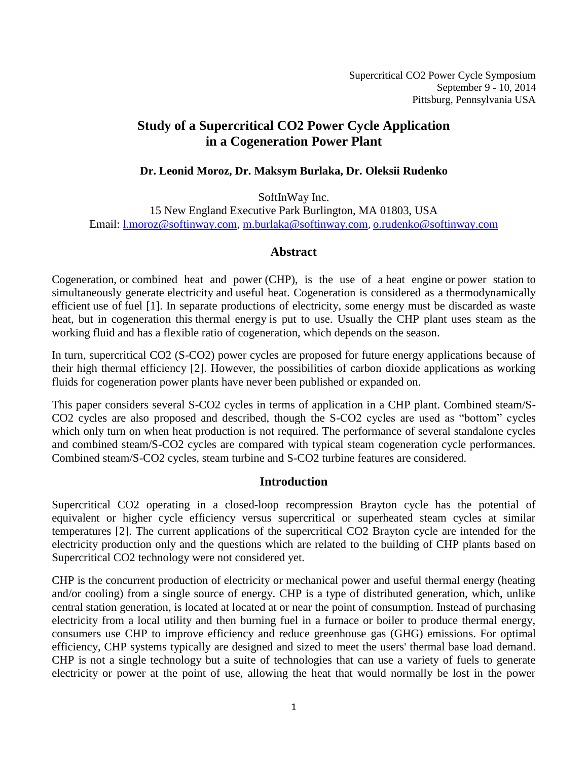Supercritical CO2 Power Cycle Symposium
September 9 - 10, 2014
Pittsburg, Pennsylvania USA

# Study of a Supercritical CO2 Power Cycle Application in a Cogeneration Power Plant

**Dr. Leonid Moroz, Dr. Maksym Burlaka, Dr. Oleksii Rudenko**

SoftInWay Inc.
15 New England Executive Park Burlington, MA 01803, USA
Email: l.moroz@softinway.com, m.burlaka@softinway.com, o.rudenko@softinway.com

## Abstract

Cogeneration, or combined heat and power (CHP), is the use of a heat engine or power station to simultaneously generate electricity and useful heat. Cogeneration is considered as a thermodynamically efficient use of fuel [1]. In separate productions of electricity, some energy must be discarded as waste heat, but in cogeneration this thermal energy is put to use. Usually the CHP plant uses steam as the working fluid and has a flexible ratio of cogeneration, which depends on the season.

In turn, supercritical CO2 (S-CO2) power cycles are proposed for future energy applications because of their high thermal efficiency [2]. However, the possibilities of carbon dioxide applications as working fluids for cogeneration power plants have never been published or expanded on.

This paper considers several S-CO2 cycles in terms of application in a CHP plant. Combined steam/S-CO2 cycles are also proposed and described, though the S-CO2 cycles are used as "bottom" cycles which only turn on when heat production is not required. The performance of several standalone cycles and combined steam/S-CO2 cycles are compared with typical steam cogeneration cycle performances. Combined steam/S-CO2 cycles, steam turbine and S-CO2 turbine features are considered.

## Introduction

Supercritical CO2 operating in a closed-loop recompression Brayton cycle has the potential of equivalent or higher cycle efficiency versus supercritical or superheated steam cycles at similar temperatures [2]. The current applications of the supercritical CO2 Brayton cycle are intended for the electricity production only and the questions which are related to the building of CHP plants based on Supercritical CO2 technology were not considered yet.

CHP is the concurrent production of electricity or mechanical power and useful thermal energy (heating and/or cooling) from a single source of energy. CHP is a type of distributed generation, which, unlike central station generation, is located at located at or near the point of consumption. Instead of purchasing electricity from a local utility and then burning fuel in a furnace or boiler to produce thermal energy, consumers use CHP to improve efficiency and reduce greenhouse gas (GHG) emissions. For optimal efficiency, CHP systems typically are designed and sized to meet the users' thermal base load demand. CHP is not a single technology but a suite of technologies that can use a variety of fuels to generate electricity or power at the point of use, allowing the heat that would normally be lost in the power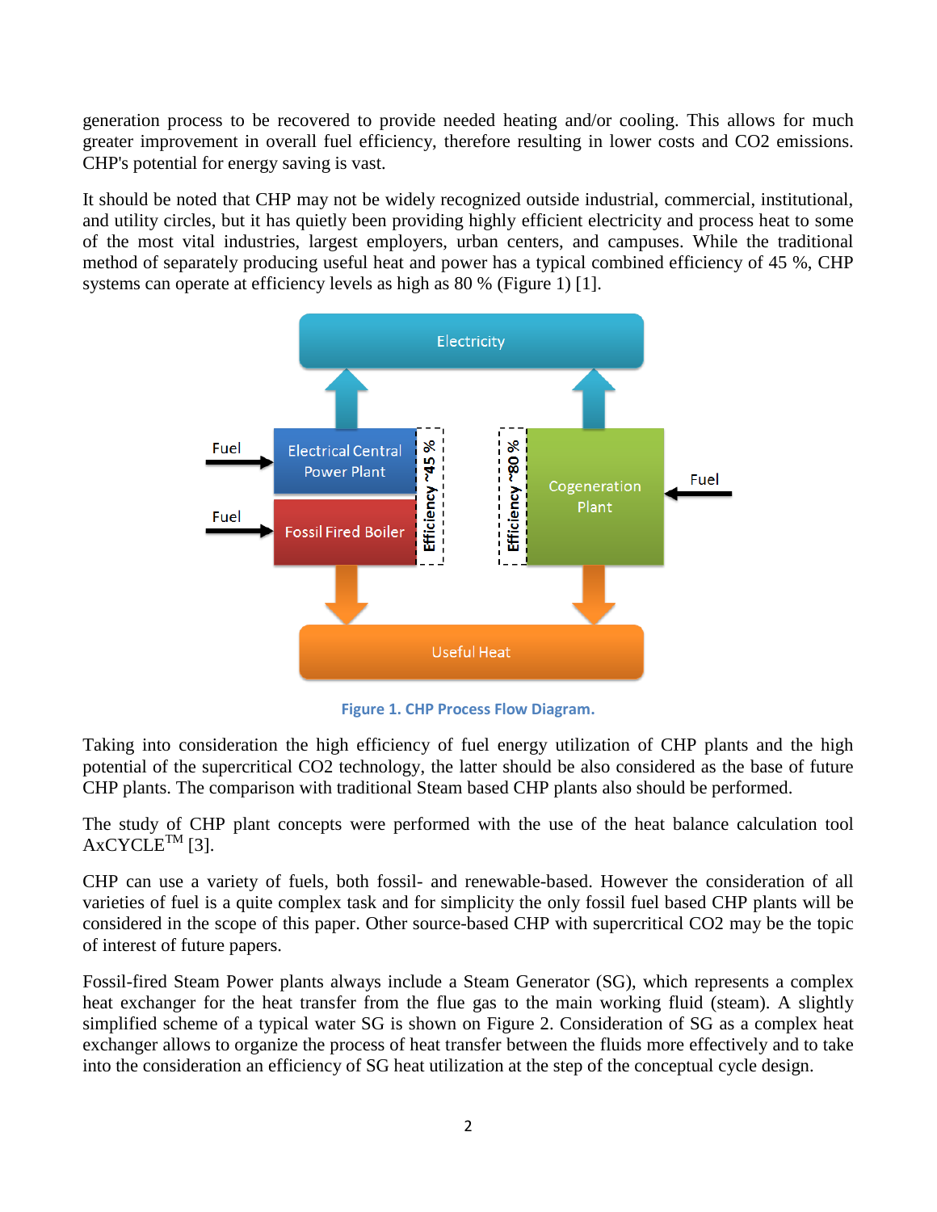generation process to be recovered to provide needed heating and/or cooling. This allows for much greater improvement in overall fuel efficiency, therefore resulting in lower costs and CO2 emissions. CHP's potential for energy saving is vast.

It should be noted that CHP may not be widely recognized outside industrial, commercial, institutional, and utility circles, but it has quietly been providing highly efficient electricity and process heat to some of the most vital industries, largest employers, urban centers, and campuses. While the traditional method of separately producing useful heat and power has a typical combined efficiency of 45 %, CHP systems can operate at efficiency levels as high as 80 % (Figure 1) [1].

Figure 1. CHP Process Flow Diagram.

Taking into consideration the high efficiency of fuel energy utilization of CHP plants and the high potential of the supercritical CO2 technology, the latter should be also considered as the base of future CHP plants. The comparison with traditional Steam based CHP plants also should be performed.

The study of CHP plant concepts were performed with the use of the heat balance calculation tool AxCYCLE™ [3].

CHP can use a variety of fuels, both fossil- and renewable-based. However the consideration of all varieties of fuel is a quite complex task and for simplicity the only fossil fuel based CHP plants will be considered in the scope of this paper. Other source-based CHP with supercritical CO2 may be the topic of interest of future papers.

Fossil-fired Steam Power plants always include a Steam Generator (SG), which represents a complex heat exchanger for the heat transfer from the flue gas to the main working fluid (steam). A slightly simplified scheme of a typical water SG is shown on Figure 2. Consideration of SG as a complex heat exchanger allows to organize the process of heat transfer between the fluids more effectively and to take into the consideration an efficiency of SG heat utilization at the step of the conceptual cycle design.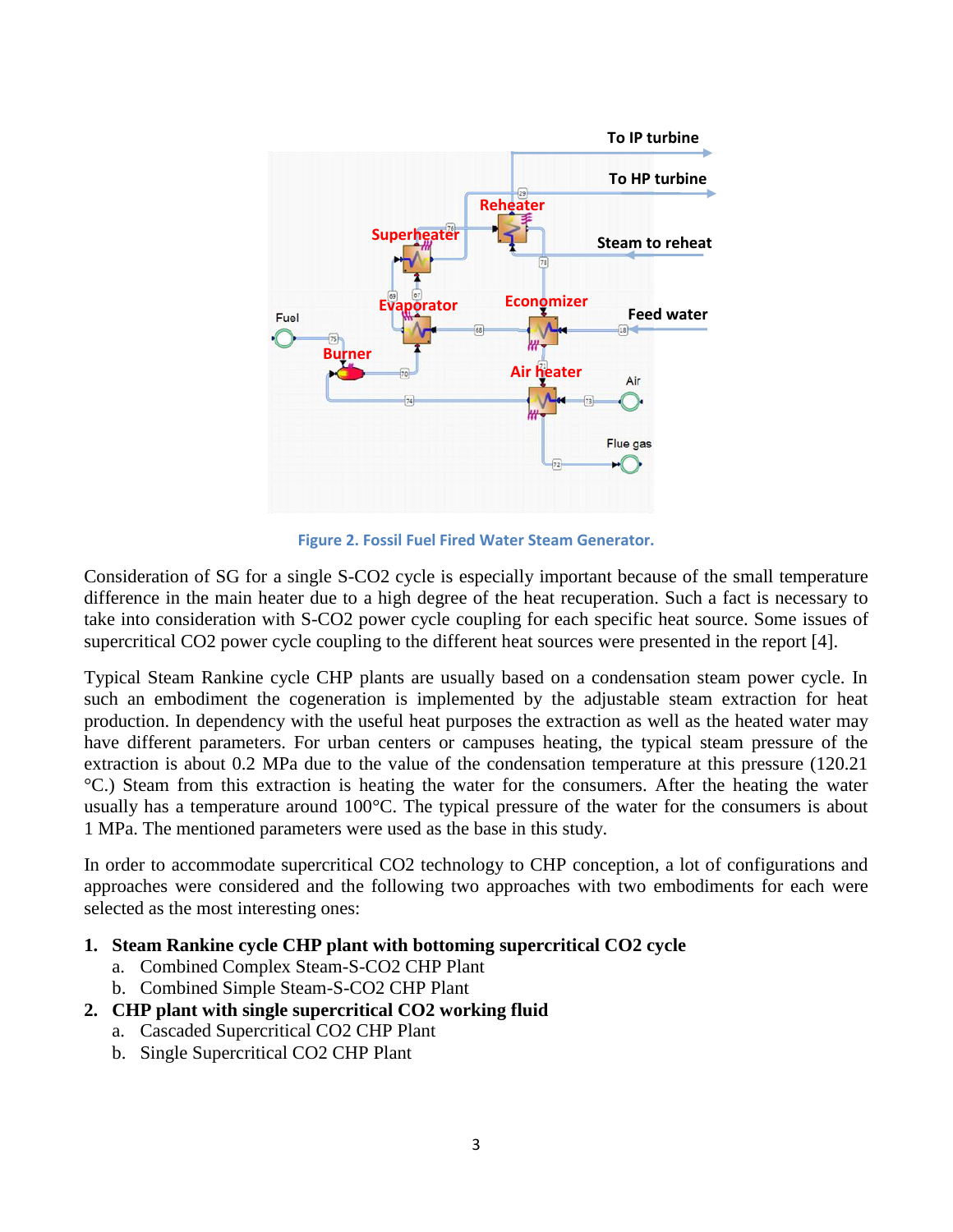Figure 2. Fossil Fuel Fired Water Steam Generator.

Consideration of SG for a single S-CO2 cycle is especially important because of the small temperature difference in the main heater due to a high degree of the heat recuperation. Such a fact is necessary to take into consideration with S-CO2 power cycle coupling for each specific heat source. Some issues of supercritical CO2 power cycle coupling to the different heat sources were presented in the report [4].

Typical Steam Rankine cycle CHP plants are usually based on a condensation steam power cycle. In such an embodiment the cogeneration is implemented by the adjustable steam extraction for heat production. In dependency with the useful heat purposes the extraction as well as the heated water may have different parameters. For urban centers or campuses heating, the typical steam pressure of the extraction is about 0.2 MPa due to the value of the condensation temperature at this pressure (120.21 °C.) Steam from this extraction is heating the water for the consumers. After the heating the water usually has a temperature around 100°C. The typical pressure of the water for the consumers is about 1 MPa. The mentioned parameters were used as the base in this study.

In order to accommodate supercritical CO2 technology to CHP conception, a lot of configurations and approaches were considered and the following two approaches with two embodiments for each were selected as the most interesting ones:

1. **Steam Rankine cycle CHP plant with bottoming supercritical CO2 cycle**
   a. Combined Complex Steam-S-CO2 CHP Plant
   b. Combined Simple Steam-S-CO2 CHP Plant
2. **CHP plant with single supercritical CO2 working fluid**
   a. Cascaded Supercritical CO2 CHP Plant
   b. Single Supercritical CO2 CHP Plant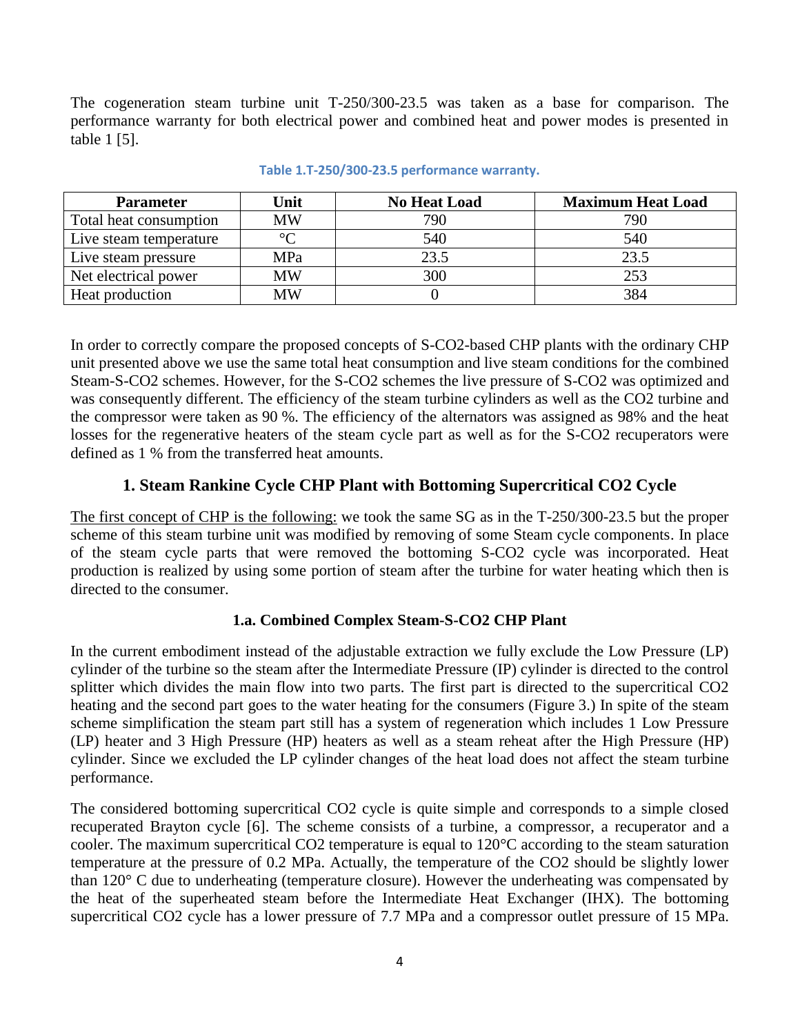The cogeneration steam turbine unit T-250/300-23.5 was taken as a base for comparison. The performance warranty for both electrical power and combined heat and power modes is presented in table 1 [5].

**Table 1.T-250/300-23.5 performance warranty.**

| Parameter | Unit | No Heat Load | Maximum Heat Load |
|---|---|---|---|
| Total heat consumption | MW | 790 | 790 |
| Live steam temperature | °C | 540 | 540 |
| Live steam pressure | MPa | 23.5 | 23.5 |
| Net electrical power | MW | 300 | 253 |
| Heat production | MW | 0 | 384 |

In order to correctly compare the proposed concepts of S-CO2-based CHP plants with the ordinary CHP unit presented above we use the same total heat consumption and live steam conditions for the combined Steam-S-CO2 schemes. However, for the S-CO2 schemes the live pressure of S-CO2 was optimized and was consequently different. The efficiency of the steam turbine cylinders as well as the CO2 turbine and the compressor were taken as 90 %. The efficiency of the alternators was assigned as 98% and the heat losses for the regenerative heaters of the steam cycle part as well as for the S-CO2 recuperators were defined as 1 % from the transferred heat amounts.

## 1. Steam Rankine Cycle CHP Plant with Bottoming Supercritical CO2 Cycle

The first concept of CHP is the following: we took the same SG as in the T-250/300-23.5 but the proper scheme of this steam turbine unit was modified by removing of some Steam cycle components. In place of the steam cycle parts that were removed the bottoming S-CO2 cycle was incorporated. Heat production is realized by using some portion of steam after the turbine for water heating which then is directed to the consumer.

### 1.a. Combined Complex Steam-S-CO2 CHP Plant

In the current embodiment instead of the adjustable extraction we fully exclude the Low Pressure (LP) cylinder of the turbine so the steam after the Intermediate Pressure (IP) cylinder is directed to the control splitter which divides the main flow into two parts. The first part is directed to the supercritical CO2 heating and the second part goes to the water heating for the consumers (Figure 3.) In spite of the steam scheme simplification the steam part still has a system of regeneration which includes 1 Low Pressure (LP) heater and 3 High Pressure (HP) heaters as well as a steam reheat after the High Pressure (HP) cylinder. Since we excluded the LP cylinder changes of the heat load does not affect the steam turbine performance.

The considered bottoming supercritical CO2 cycle is quite simple and corresponds to a simple closed recuperated Brayton cycle [6]. The scheme consists of a turbine, a compressor, a recuperator and a cooler. The maximum supercritical CO2 temperature is equal to 120°C according to the steam saturation temperature at the pressure of 0.2 MPa. Actually, the temperature of the CO2 should be slightly lower than 120° C due to underheating (temperature closure). However the underheating was compensated by the heat of the superheated steam before the Intermediate Heat Exchanger (IHX). The bottoming supercritical CO2 cycle has a lower pressure of 7.7 MPa and a compressor outlet pressure of 15 MPa.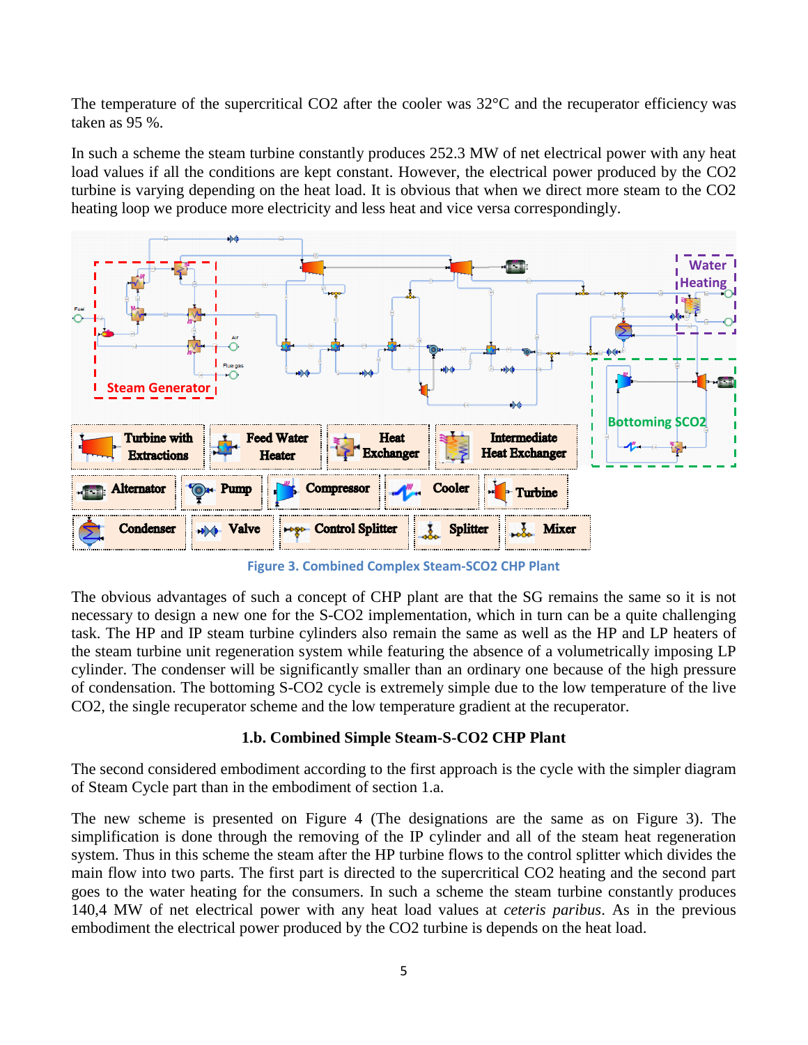The temperature of the supercritical CO2 after the cooler was 32°C and the recuperator efficiency was taken as 95 %.

In such a scheme the steam turbine constantly produces 252.3 MW of net electrical power with any heat load values if all the conditions are kept constant. However, the electrical power produced by the CO2 turbine is varying depending on the heat load. It is obvious that when we direct more steam to the CO2 heating loop we produce more electricity and less heat and vice versa correspondingly.

Figure 3. Combined Complex Steam-SCO2 CHP Plant

The obvious advantages of such a concept of CHP plant are that the SG remains the same so it is not necessary to design a new one for the S-CO2 implementation, which in turn can be a quite challenging task. The HP and IP steam turbine cylinders also remain the same as well as the HP and LP heaters of the steam turbine unit regeneration system while featuring the absence of a volumetrically imposing LP cylinder. The condenser will be significantly smaller than an ordinary one because of the high pressure of condensation. The bottoming S-CO2 cycle is extremely simple due to the low temperature of the live CO2, the single recuperator scheme and the low temperature gradient at the recuperator.

### 1.b. Combined Simple Steam-S-CO2 CHP Plant

The second considered embodiment according to the first approach is the cycle with the simpler diagram of Steam Cycle part than in the embodiment of section 1.a.

The new scheme is presented on Figure 4 (The designations are the same as on Figure 3). The simplification is done through the removing of the IP cylinder and all of the steam heat regeneration system. Thus in this scheme the steam after the HP turbine flows to the control splitter which divides the main flow into two parts. The first part is directed to the supercritical CO2 heating and the second part goes to the water heating for the consumers. In such a scheme the steam turbine constantly produces 140,4 MW of net electrical power with any heat load values at *ceteris paribus*. As in the previous embodiment the electrical power produced by the CO2 turbine is depends on the heat load.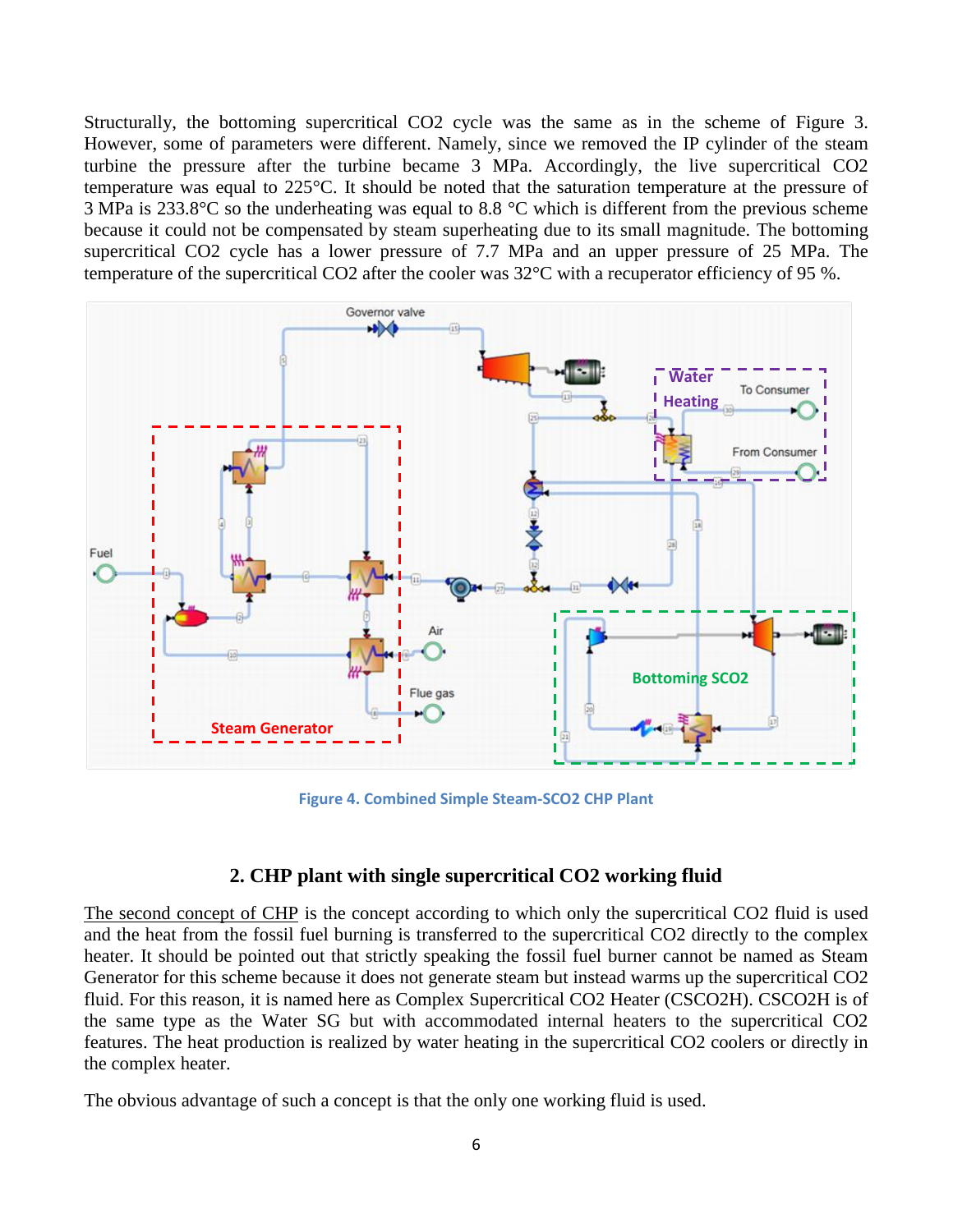Structurally, the bottoming supercritical $CO_2$ cycle was the same as in the scheme of Figure 3. However, some of parameters were different. Namely, since we removed the IP cylinder of the steam turbine the pressure after the turbine became 3 MPa. Accordingly, the live supercritical $CO_2$ temperature was equal to 225°C. It should be noted that the saturation temperature at the pressure of 3 MPa is 233.8°C so the underheating was equal to 8.8 °C which is different from the previous scheme because it could not be compensated by steam superheating due to its small magnitude. The bottoming supercritical $CO_2$ cycle has a lower pressure of 7.7 MPa and an upper pressure of 25 MPa. The temperature of the supercritical $CO_2$ after the cooler was 32°C with a recuperator efficiency of 95 %.

**Figure 4. Combined Simple Steam-SCO2 CHP Plant**

## 2. CHP plant with single supercritical CO2 working fluid

The second concept of CHP is the concept according to which only the supercritical $CO_2$ fluid is used and the heat from the fossil fuel burning is transferred to the supercritical $CO_2$ directly to the complex heater. It should be pointed out that strictly speaking the fossil fuel burner cannot be named as Steam Generator for this scheme because it does not generate steam but instead warms up the supercritical $CO_2$ fluid. For this reason, it is named here as Complex Supercritical CO2 Heater (CSCO2H). CSCO2H is of the same type as the Water SG but with accommodated internal heaters to the supercritical $CO_2$ features. The heat production is realized by water heating in the supercritical $CO_2$ coolers or directly in the complex heater.

The obvious advantage of such a concept is that the only one working fluid is used.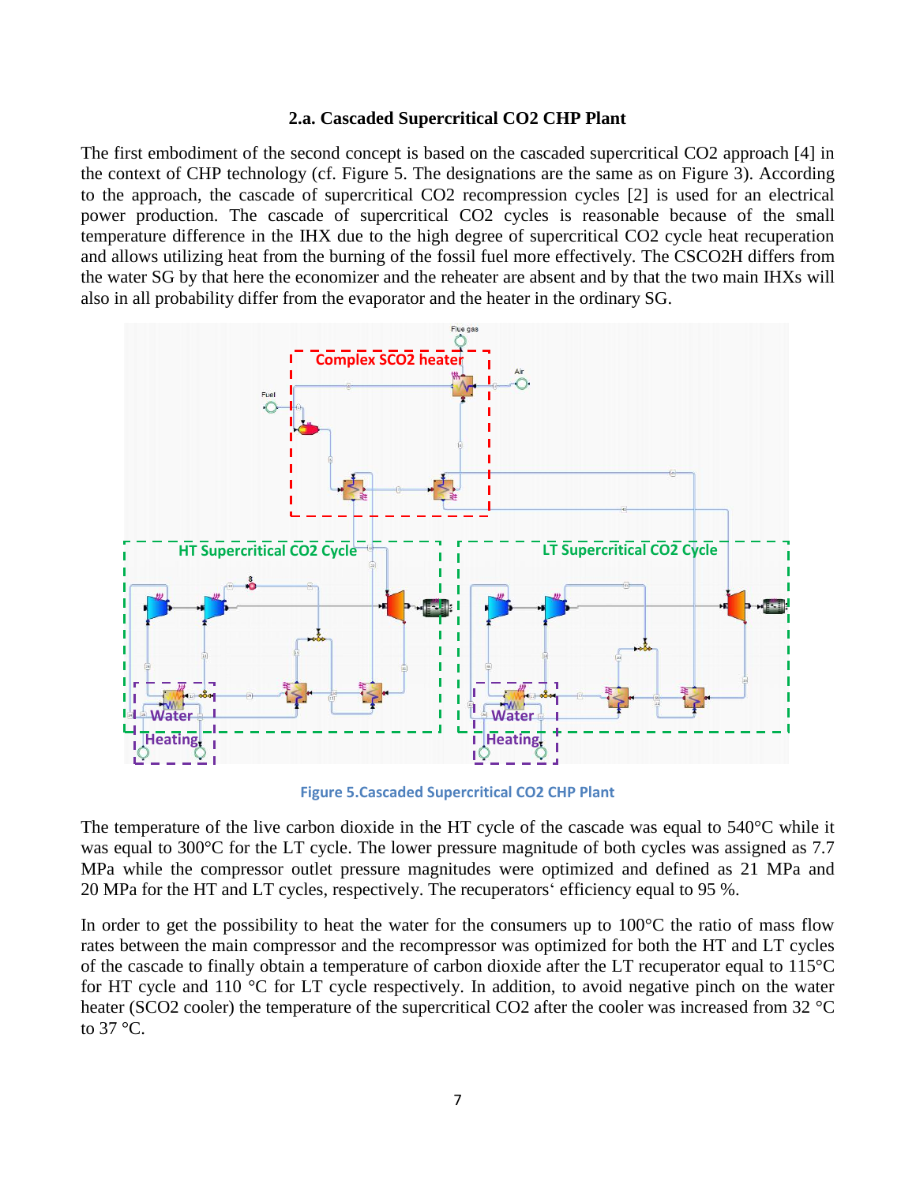### 2.a. Cascaded Supercritical CO2 CHP Plant

The first embodiment of the second concept is based on the cascaded supercritical CO2 approach [4] in the context of CHP technology (cf. Figure 5. The designations are the same as on Figure 3). According to the approach, the cascade of supercritical CO2 recompression cycles [2] is used for an electrical power production. The cascade of supercritical CO2 cycles is reasonable because of the small temperature difference in the IHX due to the high degree of supercritical CO2 cycle heat recuperation and allows utilizing heat from the burning of the fossil fuel more effectively. The CSCO2H differs from the water SG by that here the economizer and the reheater are absent and by that the two main IHXs will also in all probability differ from the evaporator and the heater in the ordinary SG.

Figure 5.Cascaded Supercritical CO2 CHP Plant

The temperature of the live carbon dioxide in the HT cycle of the cascade was equal to 540°C while it was equal to 300°C for the LT cycle. The lower pressure magnitude of both cycles was assigned as 7.7 MPa while the compressor outlet pressure magnitudes were optimized and defined as 21 MPa and 20 MPa for the HT and LT cycles, respectively. The recuperators‘ efficiency equal to 95 %.

In order to get the possibility to heat the water for the consumers up to 100°C the ratio of mass flow rates between the main compressor and the recompressor was optimized for both the HT and LT cycles of the cascade to finally obtain a temperature of carbon dioxide after the LT recuperator equal to 115°C for HT cycle and 110 °C for LT cycle respectively. In addition, to avoid negative pinch on the water heater (SCO2 cooler) the temperature of the supercritical CO2 after the cooler was increased from 32 °C to 37 °C.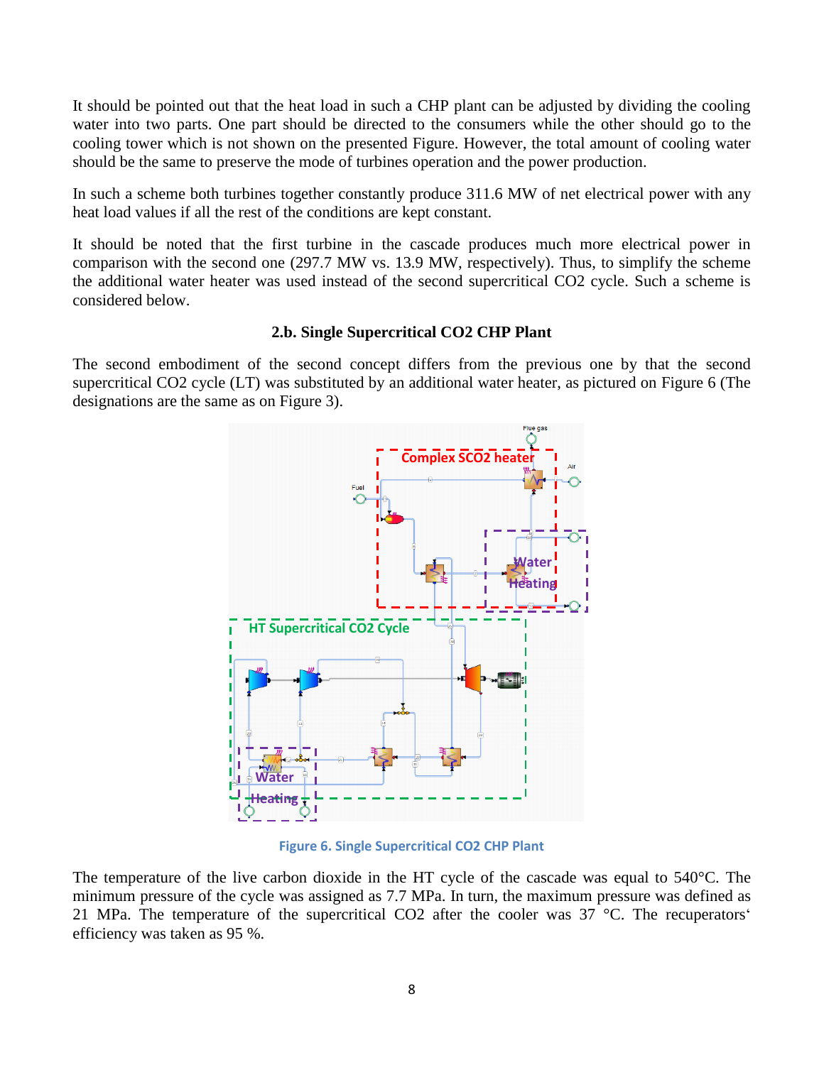It should be pointed out that the heat load in such a CHP plant can be adjusted by dividing the cooling water into two parts. One part should be directed to the consumers while the other should go to the cooling tower which is not shown on the presented Figure. However, the total amount of cooling water should be the same to preserve the mode of turbines operation and the power production.

In such a scheme both turbines together constantly produce 311.6 MW of net electrical power with any heat load values if all the rest of the conditions are kept constant.

It should be noted that the first turbine in the cascade produces much more electrical power in comparison with the second one (297.7 MW vs. 13.9 MW, respectively). Thus, to simplify the scheme the additional water heater was used instead of the second supercritical CO2 cycle. Such a scheme is considered below.

### 2.b. Single Supercritical CO2 CHP Plant

The second embodiment of the second concept differs from the previous one by that the second supercritical CO2 cycle (LT) was substituted by an additional water heater, as pictured on Figure 6 (The designations are the same as on Figure 3).

**Figure 6. Single Supercritical CO2 CHP Plant**

The temperature of the live carbon dioxide in the HT cycle of the cascade was equal to 540°C. The minimum pressure of the cycle was assigned as 7.7 MPa. In turn, the maximum pressure was defined as 21 MPa. The temperature of the supercritical CO2 after the cooler was 37 °C. The recuperators' efficiency was taken as 95 %.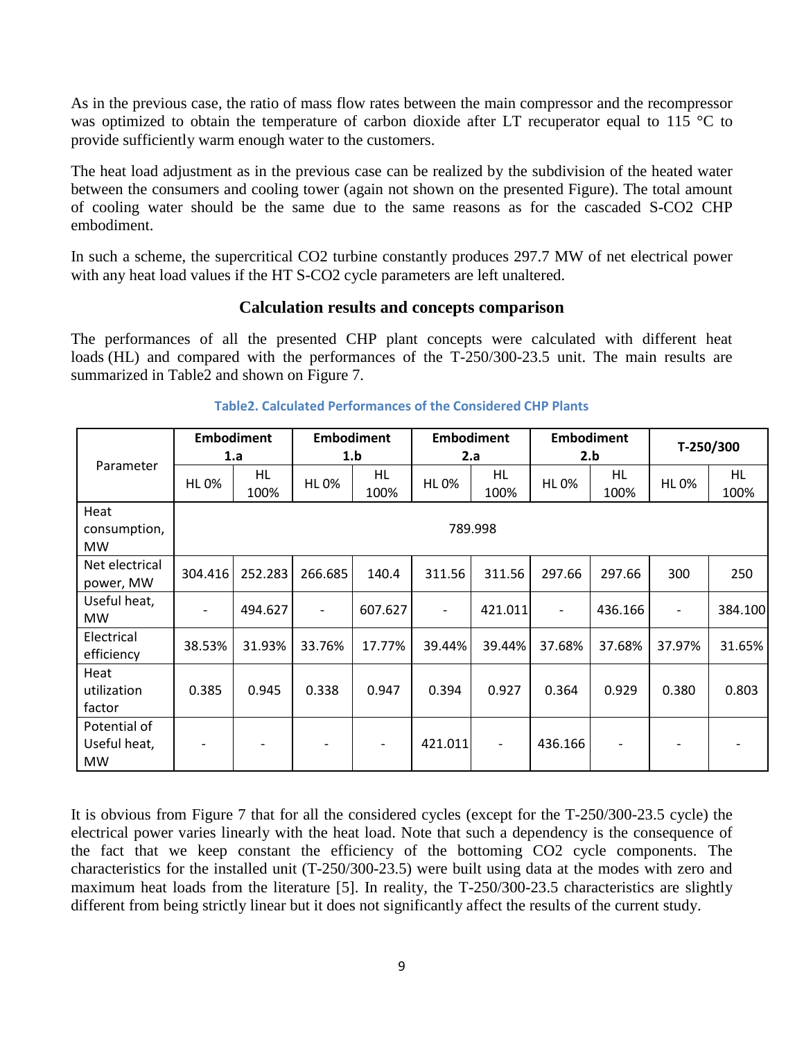As in the previous case, the ratio of mass flow rates between the main compressor and the recompressor was optimized to obtain the temperature of carbon dioxide after LT recuperator equal to 115 °C to provide sufficiently warm enough water to the customers.

The heat load adjustment as in the previous case can be realized by the subdivision of the heated water between the consumers and cooling tower (again not shown on the presented Figure). The total amount of cooling water should be the same due to the same reasons as for the cascaded S-CO2 CHP embodiment.

In such a scheme, the supercritical CO2 turbine constantly produces 297.7 MW of net electrical power with any heat load values if the HT S-CO2 cycle parameters are left unaltered.

## Calculation results and concepts comparison

The performances of all the presented CHP plant concepts were calculated with different heat loads (HL) and compared with the performances of the T-250/300-23.5 unit. The main results are summarized in Table2 and shown on Figure 7.

**Table2. Calculated Performances of the Considered CHP Plants**

| Parameter | Embodiment 1.a | | Embodiment 1.b | | Embodiment 2.a | | Embodiment 2.b | | T-250/300 | |
|---|---|---|---|---|---|---|---|---|---|---|
| | HL 0% | HL 100% | HL 0% | HL 100% | HL 0% | HL 100% | HL 0% | HL 100% | HL 0% | HL 100% |
| Heat consumption, MW | 789.998 | | | | | | | | | |
| Net electrical power, MW | 304.416 | 252.283 | 266.685 | 140.4 | 311.56 | 311.56 | 297.66 | 297.66 | 300 | 250 |
| Useful heat, MW | - | 494.627 | - | 607.627 | - | 421.011 | - | 436.166 | - | 384.100 |
| Electrical efficiency | 38.53% | 31.93% | 33.76% | 17.77% | 39.44% | 39.44% | 37.68% | 37.68% | 37.97% | 31.65% |
| Heat utilization factor | 0.385 | 0.945 | 0.338 | 0.947 | 0.394 | 0.927 | 0.364 | 0.929 | 0.380 | 0.803 |
| Potential of Useful heat, MW | - | - | - | - | 421.011 | - | 436.166 | - | - | - |

It is obvious from Figure 7 that for all the considered cycles (except for the T-250/300-23.5 cycle) the electrical power varies linearly with the heat load. Note that such a dependency is the consequence of the fact that we keep constant the efficiency of the bottoming CO2 cycle components. The characteristics for the installed unit (T-250/300-23.5) were built using data at the modes with zero and maximum heat loads from the literature [5]. In reality, the T-250/300-23.5 characteristics are slightly different from being strictly linear but it does not significantly affect the results of the current study.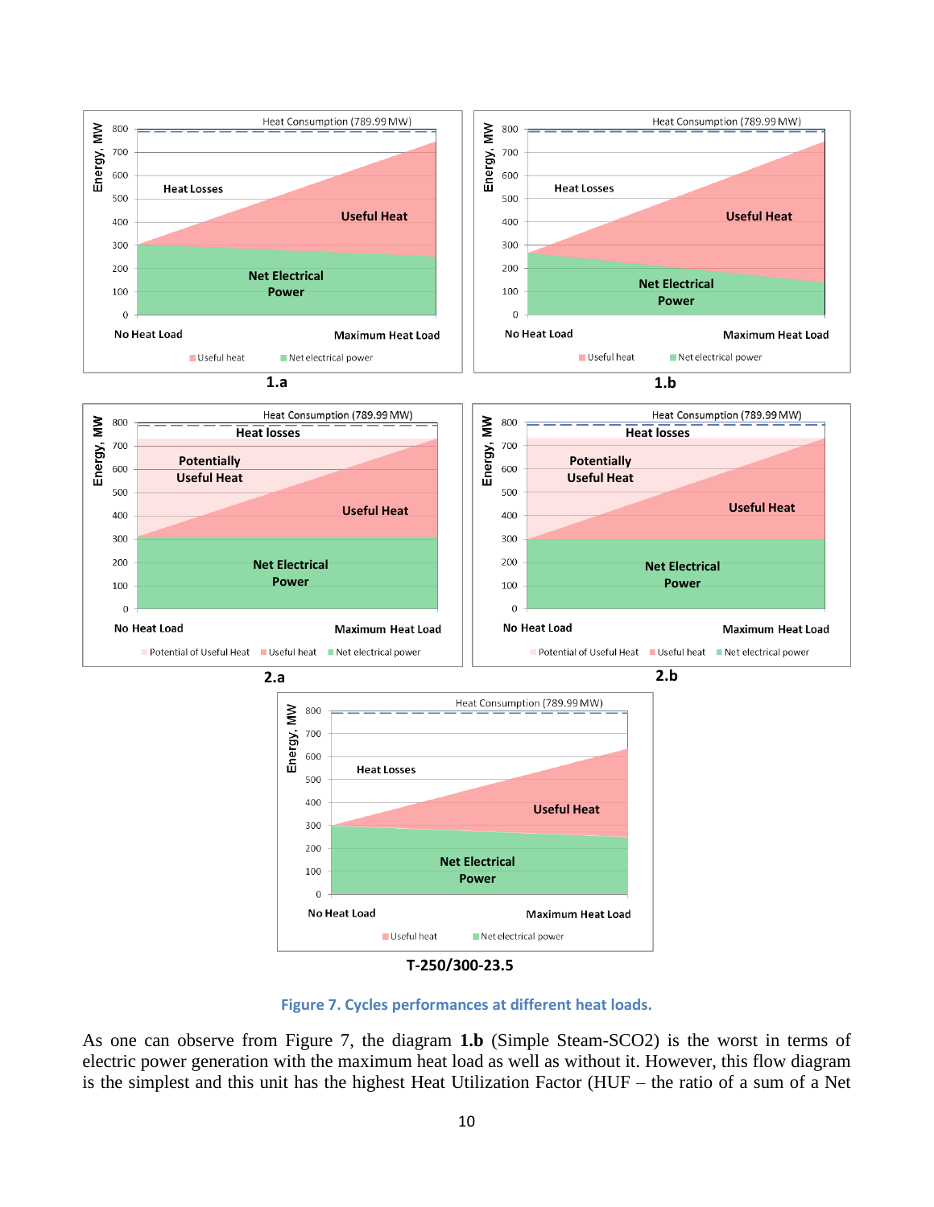1.a

1.b

2.a

2.b

T-250/300-23.5

Figure 7. Cycles performances at different heat loads.

As one can observe from Figure 7, the diagram **1.b** (Simple Steam-SCO2) is the worst in terms of electric power generation with the maximum heat load as well as without it. However, this flow diagram is the simplest and this unit has the highest Heat Utilization Factor (HUF – the ratio of a sum of a Net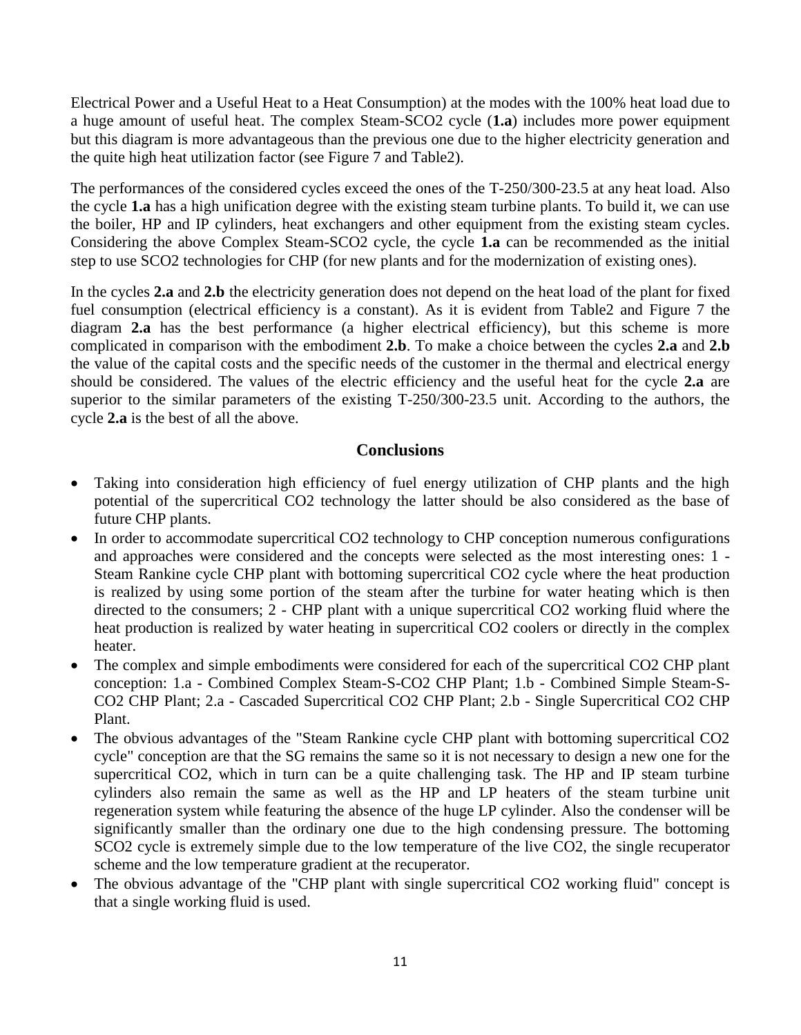Electrical Power and a Useful Heat to a Heat Consumption) at the modes with the 100% heat load due to a huge amount of useful heat. The complex Steam-SCO2 cycle (**1.a**) includes more power equipment but this diagram is more advantageous than the previous one due to the higher electricity generation and the quite high heat utilization factor (see Figure 7 and Table2).

The performances of the considered cycles exceed the ones of the T-250/300-23.5 at any heat load. Also the cycle **1.a** has a high unification degree with the existing steam turbine plants. To build it, we can use the boiler, HP and IP cylinders, heat exchangers and other equipment from the existing steam cycles. Considering the above Complex Steam-SCO2 cycle, the cycle **1.a** can be recommended as the initial step to use SCO2 technologies for CHP (for new plants and for the modernization of existing ones).

In the cycles **2.a** and **2.b** the electricity generation does not depend on the heat load of the plant for fixed fuel consumption (electrical efficiency is a constant). As it is evident from Table2 and Figure 7 the diagram **2.a** has the best performance (a higher electrical efficiency), but this scheme is more complicated in comparison with the embodiment **2.b**. To make a choice between the cycles **2.a** and **2.b** the value of the capital costs and the specific needs of the customer in the thermal and electrical energy should be considered. The values of the electric efficiency and the useful heat for the cycle **2.a** are superior to the similar parameters of the existing T-250/300-23.5 unit. According to the authors, the cycle **2.a** is the best of all the above.

## Conclusions

- Taking into consideration high efficiency of fuel energy utilization of CHP plants and the high potential of the supercritical CO2 technology the latter should be also considered as the base of future CHP plants.
- In order to accommodate supercritical CO2 technology to CHP conception numerous configurations and approaches were considered and the concepts were selected as the most interesting ones: 1 - Steam Rankine cycle CHP plant with bottoming supercritical CO2 cycle where the heat production is realized by using some portion of the steam after the turbine for water heating which is then directed to the consumers; 2 - CHP plant with a unique supercritical CO2 working fluid where the heat production is realized by water heating in supercritical CO2 coolers or directly in the complex heater.
- The complex and simple embodiments were considered for each of the supercritical CO2 CHP plant conception: 1.a - Combined Complex Steam-S-CO2 CHP Plant; 1.b - Combined Simple Steam-S-CO2 CHP Plant; 2.a - Cascaded Supercritical CO2 CHP Plant; 2.b - Single Supercritical CO2 CHP Plant.
- The obvious advantages of the "Steam Rankine cycle CHP plant with bottoming supercritical CO2 cycle" conception are that the SG remains the same so it is not necessary to design a new one for the supercritical CO2, which in turn can be a quite challenging task. The HP and IP steam turbine cylinders also remain the same as well as the HP and LP heaters of the steam turbine unit regeneration system while featuring the absence of the huge LP cylinder. Also the condenser will be significantly smaller than the ordinary one due to the high condensing pressure. The bottoming SCO2 cycle is extremely simple due to the low temperature of the live CO2, the single recuperator scheme and the low temperature gradient at the recuperator.
- The obvious advantage of the "CHP plant with single supercritical CO2 working fluid" concept is that a single working fluid is used.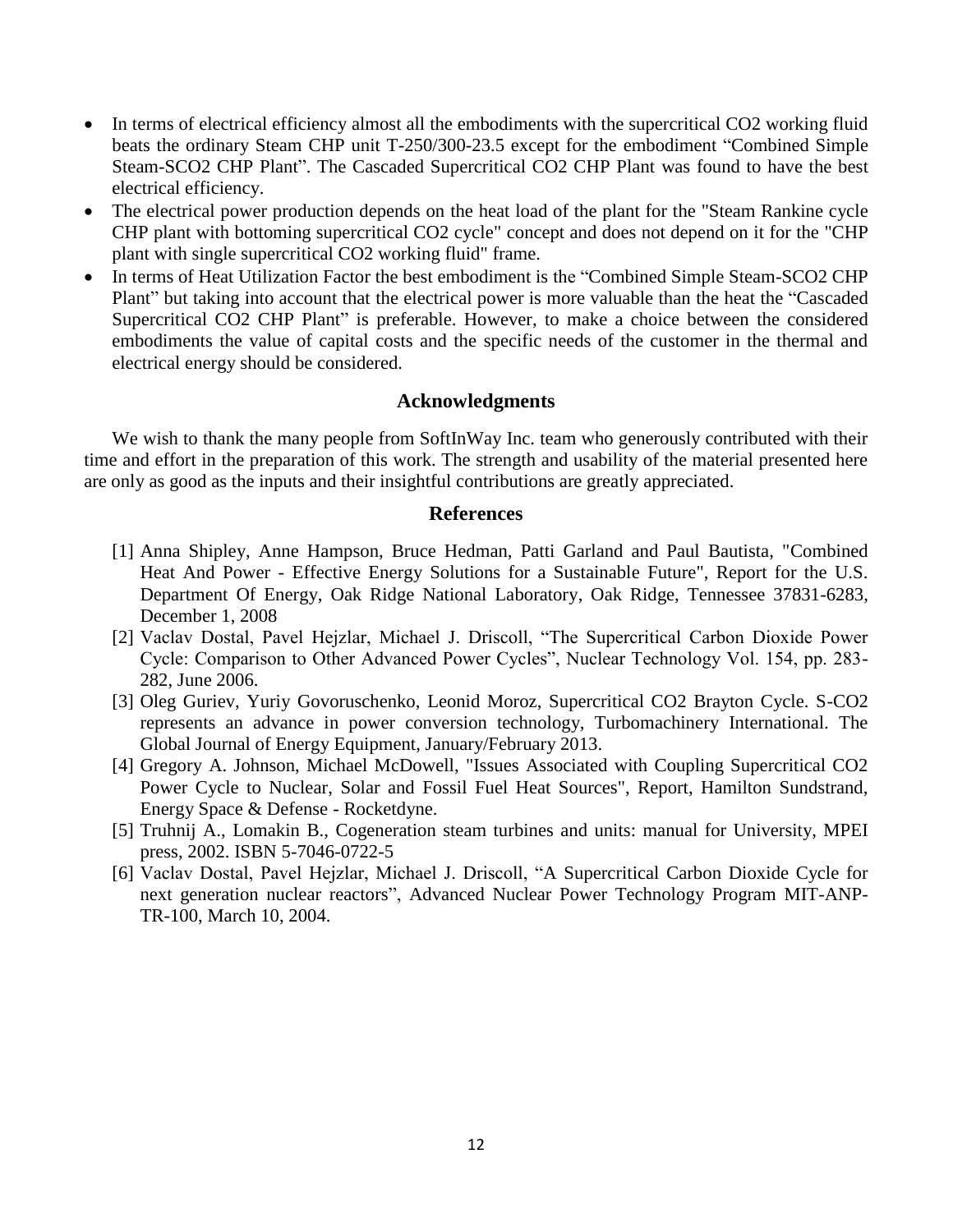- In terms of electrical efficiency almost all the embodiments with the supercritical $CO_2$ working fluid beats the ordinary Steam CHP unit T-250/300-23.5 except for the embodiment "Combined Simple Steam-SCO2 CHP Plant". The Cascaded Supercritical $CO_2$ CHP Plant was found to have the best electrical efficiency.
- The electrical power production depends on the heat load of the plant for the "Steam Rankine cycle CHP plant with bottoming supercritical $CO_2$ cycle" concept and does not depend on it for the "CHP plant with single supercritical $CO_2$ working fluid" frame.
- In terms of Heat Utilization Factor the best embodiment is the "Combined Simple Steam-SCO2 CHP Plant" but taking into account that the electrical power is more valuable than the heat the "Cascaded Supercritical $CO_2$ CHP Plant" is preferable. However, to make a choice between the considered embodiments the value of capital costs and the specific needs of the customer in the thermal and electrical energy should be considered.

## Acknowledgments

We wish to thank the many people from SoftInWay Inc. team who generously contributed with their time and effort in the preparation of this work. The strength and usability of the material presented here are only as good as the inputs and their insightful contributions are greatly appreciated.

## References

[1] Anna Shipley, Anne Hampson, Bruce Hedman, Patti Garland and Paul Bautista, "Combined Heat And Power - Effective Energy Solutions for a Sustainable Future", Report for the U.S. Department Of Energy, Oak Ridge National Laboratory, Oak Ridge, Tennessee 37831-6283, December 1, 2008

[2] Vaclav Dostal, Pavel Hejzlar, Michael J. Driscoll, "The Supercritical Carbon Dioxide Power Cycle: Comparison to Other Advanced Power Cycles", Nuclear Technology Vol. 154, pp. 283-282, June 2006.

[3] Oleg Guriev, Yuriy Govoruschenko, Leonid Moroz, Supercritical CO2 Brayton Cycle. S-CO2 represents an advance in power conversion technology, Turbomachinery International. The Global Journal of Energy Equipment, January/February 2013.

[4] Gregory A. Johnson, Michael McDowell, "Issues Associated with Coupling Supercritical CO2 Power Cycle to Nuclear, Solar and Fossil Fuel Heat Sources", Report, Hamilton Sundstrand, Energy Space & Defense - Rocketdyne.

[5] Truhnij A., Lomakin B., Cogeneration steam turbines and units: manual for University, MPEI press, 2002. ISBN 5-7046-0722-5

[6] Vaclav Dostal, Pavel Hejzlar, Michael J. Driscoll, "A Supercritical Carbon Dioxide Cycle for next generation nuclear reactors", Advanced Nuclear Power Technology Program MIT-ANP-TR-100, March 10, 2004.